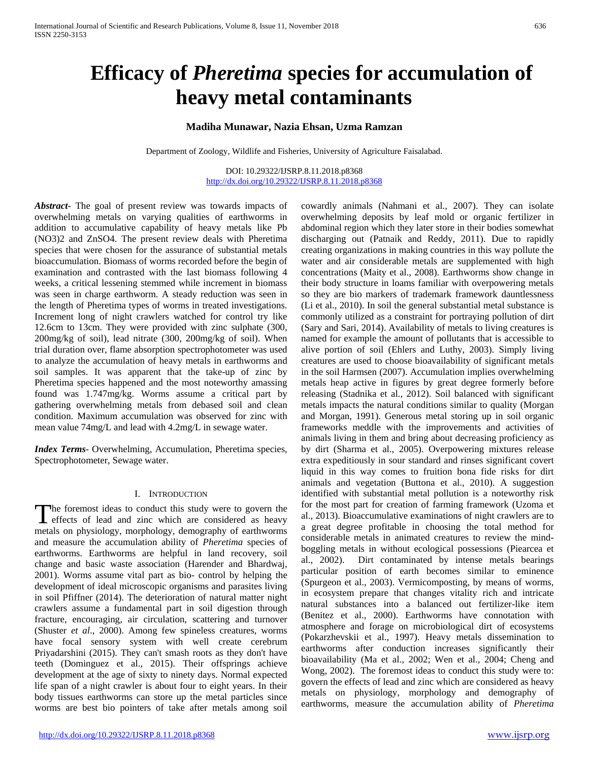# Efficacy of *Pheretima* species for accumulation of heavy metal contaminants

**Madiha Munawar, Nazia Ehsan, Uzma Ramzan**

Department of Zoology, Wildlife and Fisheries, University of Agriculture Faisalabad.

DOI: 10.29322/IJSRP.8.11.2018.p8368
http://dx.doi.org/10.29322/IJSRP.8.11.2018.p8368

***Abstract*-** The goal of present review was towards impacts of overwhelming metals on varying qualities of earthworms in addition to accumulative capability of heavy metals like Pb $(NO_3)_2$ and $ZnSO_4$. The present review deals with Pheretima species that were chosen for the assurance of substantial metals bioaccumulation. Biomass of worms recorded before the begin of examination and contrasted with the last biomass following 4 weeks, a critical lessening stemmed while increment in biomass was seen in charge earthworm. A steady reduction was seen in the length of Pheretima types of worms in treated investigations. Increment long of night crawlers watched for control try like 12.6cm to 13cm. They were provided with zinc sulphate (300, 200mg/kg of soil), lead nitrate (300, 200mg/kg of soil). When trial duration over, flame absorption spectrophotometer was used to analyze the accumulation of heavy metals in earthworms and soil samples. It was apparent that the take-up of zinc by Pheretima species happened and the most noteworthy amassing found was 1.747mg/kg. Worms assume a critical part by gathering overwhelming metals from debased soil and clean condition. Maximum accumulation was observed for zinc with mean value 74mg/L and lead with 4.2mg/L in sewage water.

***Index Terms*-** Overwhelming, Accumulation, Pheretima species, Spectrophotometer, Sewage water.

## I. Introduction

The foremost ideas to conduct this study were to govern the effects of lead and zinc which are considered as heavy metals on physiology, morphology, demography of earthworms and measure the accumulation ability of *Pheretima* species of earthworms. Earthworms are helpful in land recovery, soil change and basic waste association (Harender and Bhardwaj, 2001). Worms assume vital part as bio- control by helping the development of ideal microscopic organisms and parasites living in soil Pfiffner (2014). The deterioration of natural matter night crawlers assume a fundamental part in soil digestion through fracture, encouraging, air circulation, scattering and turnover (Shuster *et al*., 2000). Among few spineless creatures, worms have focal sensory system with well create cerebrum Priyadarshini (2015). They can't smash roots as they don't have teeth (Dominguez et al., 2015). Their offsprings achieve development at the age of sixty to ninety days. Normal expected life span of a night crawler is about four to eight years. In their body tissues earthworms can store up the metal particles since worms are best bio pointers of take after metals among soil cowardly animals (Nahmani et al., 2007). They can isolate overwhelming deposits by leaf mold or organic fertilizer in abdominal region which they later store in their bodies somewhat discharging out (Patnaik and Reddy, 2011). Due to rapidly creating organizations in making countries in this way pollute the water and air considerable metals are supplemented with high concentrations (Maity et al., 2008). Earthworms show change in their body structure in loams familiar with overpowering metals so they are bio markers of trademark framework dauntlessness (Li et al., 2010). In soil the general substantial metal substance is commonly utilized as a constraint for portraying pollution of dirt (Sary and Sari, 2014). Availability of metals to living creatures is named for example the amount of pollutants that is accessible to alive portion of soil (Ehlers and Luthy, 2003). Simply living creatures are used to choose bioavailability of significant metals in the soil Harmsen (2007). Accumulation implies overwhelming metals heap active in figures by great degree formerly before releasing (Stadnika et al., 2012). Soil balanced with significant metals impacts the natural conditions similar to quality (Morgan and Morgan, 1991). Generous metal storing up in soil organic frameworks meddle with the improvements and activities of animals living in them and bring about decreasing proficiency as by dirt (Sharma et al., 2005). Overpowering mixtures release extra expeditiously in sour standard and rinses significant covert liquid in this way comes to fruition bona fide risks for dirt animals and vegetation (Buttona et al., 2010). A suggestion identified with substantial metal pollution is a noteworthy risk for the most part for creation of farming framework (Uzoma et al., 2013). Bioaccumulative examinations of night crawlers are to a great degree profitable in choosing the total method for considerable metals in animated creatures to review the mind-boggling metals in without ecological possessions (Piearcea et al., 2002). Dirt contaminated by intense metals bearings particular position of earth becomes similar to eminence (Spurgeon et al., 2003). Vermicomposting, by means of worms, in ecosystem prepare that changes vitality rich and intricate natural substances into a balanced out fertilizer-like item (Benitez et al., 2000). Earthworms have connotation with atmosphere and forage on microbiological dirt of ecosystems (Pokarzhevskii et al., 1997). Heavy metals dissemination to earthworms after conduction increases significantly their bioavailability (Ma et al., 2002; Wen et al., 2004; Cheng and Wong, 2002). The foremost ideas to conduct this study were to: govern the effects of lead and zinc which are considered as heavy metals on physiology, morphology and demography of earthworms, measure the accumulation ability of *Pheretima*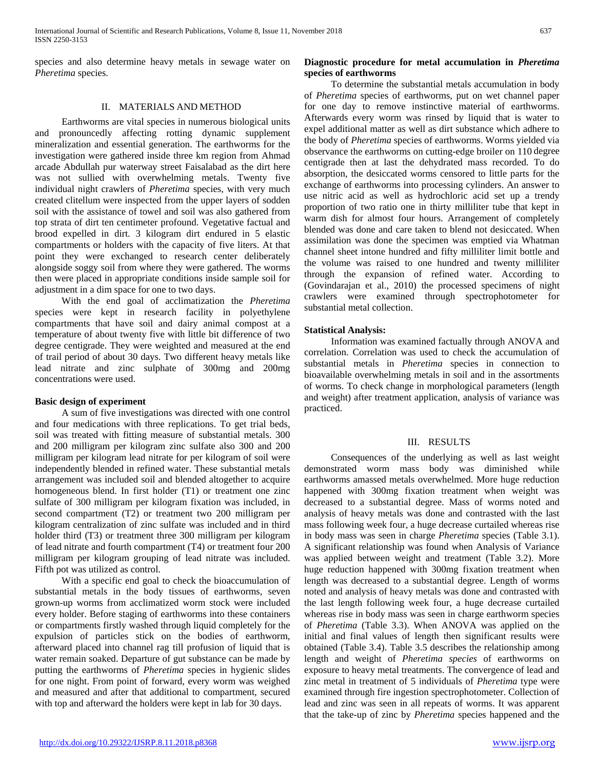species and also determine heavy metals in sewage water on *Pheretima* species.

## II. MATERIALS AND METHOD

Earthworms are vital species in numerous biological units and pronouncedly affecting rotting dynamic supplement mineralization and essential generation. The earthworms for the investigation were gathered inside three km region from Ahmad arcade Abdullah pur waterway street Faisalabad as the dirt here was not sullied with overwhelming metals. Twenty five individual night crawlers of *Pheretima* species, with very much created clitellum were inspected from the upper layers of sodden soil with the assistance of towel and soil was also gathered from top strata of dirt ten centimeter profound. Vegetative factual and brood expelled in dirt. 3 kilogram dirt endured in 5 elastic compartments or holders with the capacity of five liters. At that point they were exchanged to research center deliberately alongside soggy soil from where they were gathered. The worms then were placed in appropriate conditions inside sample soil for adjustment in a dim space for one to two days.

With the end goal of acclimatization the *Pheretima* species were kept in research facility in polyethylene compartments that have soil and dairy animal compost at a temperature of about twenty five with little bit difference of two degree centigrade. They were weighted and measured at the end of trail period of about 30 days. Two different heavy metals like lead nitrate and zinc sulphate of 300mg and 200mg concentrations were used.

**Basic design of experiment**

A sum of five investigations was directed with one control and four medications with three replications. To get trial beds, soil was treated with fitting measure of substantial metals. 300 and 200 milligram per kilogram zinc sulfate also 300 and 200 milligram per kilogram lead nitrate for per kilogram of soil were independently blended in refined water. These substantial metals arrangement was included soil and blended altogether to acquire homogeneous blend. In first holder (T1) or treatment one zinc sulfate of 300 milligram per kilogram fixation was included, in second compartment (T2) or treatment two 200 milligram per kilogram centralization of zinc sulfate was included and in third holder third (T3) or treatment three 300 milligram per kilogram of lead nitrate and fourth compartment (T4) or treatment four 200 milligram per kilogram grouping of lead nitrate was included. Fifth pot was utilized as control.

With a specific end goal to check the bioaccumulation of substantial metals in the body tissues of earthworms, seven grown-up worms from acclimatized worm stock were included every holder. Before staging of earthworms into these containers or compartments firstly washed through liquid completely for the expulsion of particles stick on the bodies of earthworm, afterward placed into channel rag till profusion of liquid that is water remain soaked. Departure of gut substance can be made by putting the earthworms of *Pheretima* species in hygienic slides for one night. From point of forward, every worm was weighed and measured and after that additional to compartment, secured with top and afterward the holders were kept in lab for 30 days.

**Diagnostic procedure for metal accumulation in *Pheretima* species of earthworms**

To determine the substantial metals accumulation in body of *Pheretima* species of earthworms, put on wet channel paper for one day to remove instinctive material of earthworms. Afterwards every worm was rinsed by liquid that is water to expel additional matter as well as dirt substance which adhere to the body of *Pheretima* species of earthworms. Worms yielded via observance the earthworms on cutting-edge broiler on 110 degree centigrade then at last the dehydrated mass recorded. To do absorption, the desiccated worms censored to little parts for the exchange of earthworms into processing cylinders. An answer to use nitric acid as well as hydrochloric acid set up a trendy proportion of two ratio one in thirty milliliter tube that kept in warm dish for almost four hours. Arrangement of completely blended was done and care taken to blend not desiccated. When assimilation was done the specimen was emptied via Whatman channel sheet intone hundred and fifty milliliter limit bottle and the volume was raised to one hundred and twenty milliliter through the expansion of refined water. According to (Govindarajan et al., 2010) the processed specimens of night crawlers were examined through spectrophotometer for substantial metal collection.

**Statistical Analysis:**

Information was examined factually through ANOVA and correlation. Correlation was used to check the accumulation of substantial metals in *Pheretima* species in connection to bioavailable overwhelming metals in soil and in the assortments of worms. To check change in morphological parameters (length and weight) after treatment application, analysis of variance was practiced.

## III. RESULTS

Consequences of the underlying as well as last weight demonstrated worm mass body was diminished while earthworms amassed metals overwhelmed. More huge reduction happened with 300mg fixation treatment when weight was decreased to a substantial degree. Mass of worms noted and analysis of heavy metals was done and contrasted with the last mass following week four, a huge decrease curtailed whereas rise in body mass was seen in charge *Pheretima* species (Table 3.1). A significant relationship was found when Analysis of Variance was applied between weight and treatment (Table 3.2). More huge reduction happened with 300mg fixation treatment when length was decreased to a substantial degree. Length of worms noted and analysis of heavy metals was done and contrasted with the last length following week four, a huge decrease curtailed whereas rise in body mass was seen in charge earthworm species of *Pheretima* (Table 3.3). When ANOVA was applied on the initial and final values of length then significant results were obtained (Table 3.4). Table 3.5 describes the relationship among length and weight of *Pheretima species* of earthworms on exposure to heavy metal treatments. The convergence of lead and zinc metal in treatment of 5 individuals of *Pheretima* type were examined through fire ingestion spectrophotometer. Collection of lead and zinc was seen in all repeats of worms. It was apparent that the take-up of zinc by *Pheretima* species happened and the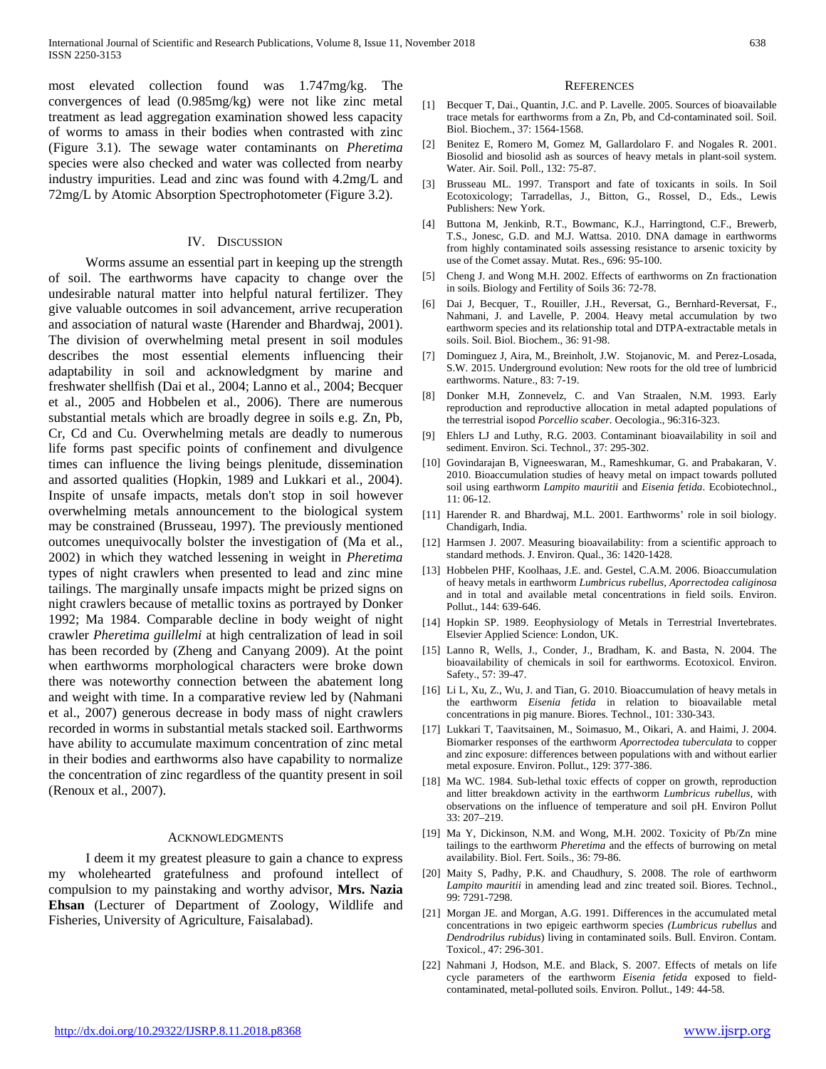most elevated collection found was 1.747mg/kg. The convergences of lead (0.985mg/kg) were not like zinc metal treatment as lead aggregation examination showed less capacity of worms to amass in their bodies when contrasted with zinc (Figure 3.1). The sewage water contaminants on *Pheretima* species were also checked and water was collected from nearby industry impurities. Lead and zinc was found with 4.2mg/L and 72mg/L by Atomic Absorption Spectrophotometer (Figure 3.2).

## IV. Discussion

Worms assume an essential part in keeping up the strength of soil. The earthworms have capacity to change over the undesirable natural matter into helpful natural fertilizer. They give valuable outcomes in soil advancement, arrive recuperation and association of natural waste (Harender and Bhardwaj, 2001). The division of overwhelming metal present in soil modules describes the most essential elements influencing their adaptability in soil and acknowledgment by marine and freshwater shellfish (Dai et al., 2004; Lanno et al., 2004; Becquer et al., 2005 and Hobbelen et al., 2006). There are numerous substantial metals which are broadly degree in soils e.g. Zn, Pb, Cr, Cd and Cu. Overwhelming metals are deadly to numerous life forms past specific points of confinement and divulgence times can influence the living beings plenitude, dissemination and assorted qualities (Hopkin, 1989 and Lukkari et al., 2004). Inspite of unsafe impacts, metals don't stop in soil however overwhelming metals announcement to the biological system may be constrained (Brusseau, 1997). The previously mentioned outcomes unequivocally bolster the investigation of (Ma et al., 2002) in which they watched lessening in weight in *Pheretima* types of night crawlers when presented to lead and zinc mine tailings. The marginally unsafe impacts might be prized signs on night crawlers because of metallic toxins as portrayed by Donker 1992; Ma 1984. Comparable decline in body weight of night crawler *Pheretima guillelmi* at high centralization of lead in soil has been recorded by (Zheng and Canyang 2009). At the point when earthworms morphological characters were broke down there was noteworthy connection between the abatement long and weight with time. In a comparative review led by (Nahmani et al., 2007) generous decrease in body mass of night crawlers recorded in worms in substantial metals stacked soil. Earthworms have ability to accumulate maximum concentration of zinc metal in their bodies and earthworms also have capability to normalize the concentration of zinc regardless of the quantity present in soil (Renoux et al., 2007).

## Acknowledgments

I deem it my greatest pleasure to gain a chance to express my wholehearted gratefulness and profound intellect of compulsion to my painstaking and worthy advisor, **Mrs. Nazia Ehsan** (Lecturer of Department of Zoology, Wildlife and Fisheries, University of Agriculture, Faisalabad).

## References

[1] Becquer T, Dai., Quantin, J.C. and P. Lavelle. 2005. Sources of bioavailable trace metals for earthworms from a Zn, Pb, and Cd-contaminated soil. Soil. Biol. Biochem., 37: 1564-1568.

[2] Benitez E, Romero M, Gomez M, Gallardolaro F. and Nogales R. 2001. Biosolid and biosolid ash as sources of heavy metals in plant-soil system. Water. Air. Soil. Poll., 132: 75-87.

[3] Brusseau ML. 1997. Transport and fate of toxicants in soils. In Soil Ecotoxicology; Tarradellas, J., Bitton, G., Rossel, D., Eds., Lewis Publishers: New York.

[4] Buttona M, Jenkinb, R.T., Bowmanc, K.J., Harringtond, C.F., Brewerb, T.S., Jonesc, G.D. and M.J. Wattsa. 2010. DNA damage in earthworms from highly contaminated soils assessing resistance to arsenic toxicity by use of the Comet assay. Mutat. Res., 696: 95-100.

[5] Cheng J. and Wong M.H. 2002. Effects of earthworms on Zn fractionation in soils. Biology and Fertility of Soils 36: 72-78.

[6] Dai J, Becquer, T., Rouiller, J.H., Reversat, G., Bernhard-Reversat, F., Nahmani, J. and Lavelle, P. 2004. Heavy metal accumulation by two earthworm species and its relationship total and DTPA-extractable metals in soils. Soil. Biol. Biochem., 36: 91-98.

[7] Dominguez J, Aira, M., Breinholt, J.W. Stojanovic, M. and Perez-Losada, S.W. 2015. Underground evolution: New roots for the old tree of lumbricid earthworms. Nature., 83: 7-19.

[8] Donker M.H, Zonnevelz, C. and Van Straalen, N.M. 1993. Early reproduction and reproductive allocation in metal adapted populations of the terrestrial isopod *Porcellio scaber*. Oecologia., 96:316-323.

[9] Ehlers LJ and Luthy, R.G. 2003. Contaminant bioavailability in soil and sediment. Environ. Sci. Technol., 37: 295-302.

[10] Govindarajan B, Vigneeswaran, M., Rameshkumar, G. and Prabakaran, V. 2010. Bioaccumulation studies of heavy metal on impact towards polluted soil using earthworm *Lampito mauritii* and *Eisenia fetida*. Ecobiotechnol., 11: 06-12.

[11] Harender R. and Bhardwaj, M.L. 2001. Earthworms' role in soil biology. Chandigarh, India.

[12] Harmsen J. 2007. Measuring bioavailability: from a scientific approach to standard methods. J. Environ. Qual., 36: 1420-1428.

[13] Hobbelen PHF, Koolhaas, J.E. and. Gestel, C.A.M. 2006. Bioaccumulation of heavy metals in earthworm *Lumbricus rubellus*, *Aporrectodea caliginosa* and in total and available metal concentrations in field soils. Environ. Pollut., 144: 639-646.

[14] Hopkin SP. 1989. Eeophysiology of Metals in Terrestrial Invertebrates. Elsevier Applied Science: London, UK.

[15] Lanno R, Wells, J., Conder, J., Bradham, K. and Basta, N. 2004. The bioavailability of chemicals in soil for earthworms. Ecotoxicol. Environ. Safety., 57: 39-47.

[16] Li L, Xu, Z., Wu, J. and Tian, G. 2010. Bioaccumulation of heavy metals in the earthworm *Eisenia fetida* in relation to bioavailable metal concentrations in pig manure. Biores. Technol., 101: 330-343.

[17] Lukkari T, Taavitsainen, M., Soimasuo, M., Oikari, A. and Haimi, J. 2004. Biomarker responses of the earthworm *Aporrectodea tuberculata* to copper and zinc exposure: differences between populations with and without earlier metal exposure. Environ. Pollut., 129: 377-386.

[18] Ma WC. 1984. Sub-lethal toxic effects of copper on growth, reproduction and litter breakdown activity in the earthworm *Lumbricus rubellus*, with observations on the influence of temperature and soil pH. Environ Pollut 33: 207–219.

[19] Ma Y, Dickinson, N.M. and Wong, M.H. 2002. Toxicity of Pb/Zn mine tailings to the earthworm *Pheretima* and the effects of burrowing on metal availability. Biol. Fert. Soils., 36: 79-86.

[20] Maity S, Padhy, P.K. and Chaudhury, S. 2008. The role of earthworm *Lampito mauritii* in amending lead and zinc treated soil. Biores. Technol., 99: 7291-7298.

[21] Morgan JE. and Morgan, A.G. 1991. Differences in the accumulated metal concentrations in two epigeic earthworm species *(Lumbricus rubellus* and *Dendrodrilus rubidus*) living in contaminated soils. Bull. Environ. Contam. Toxicol., 47: 296-301.

[22] Nahmani J, Hodson, M.E. and Black, S. 2007. Effects of metals on life cycle parameters of the earthworm *Eisenia fetida* exposed to field-contaminated, metal-polluted soils. Environ. Pollut., 149: 44-58.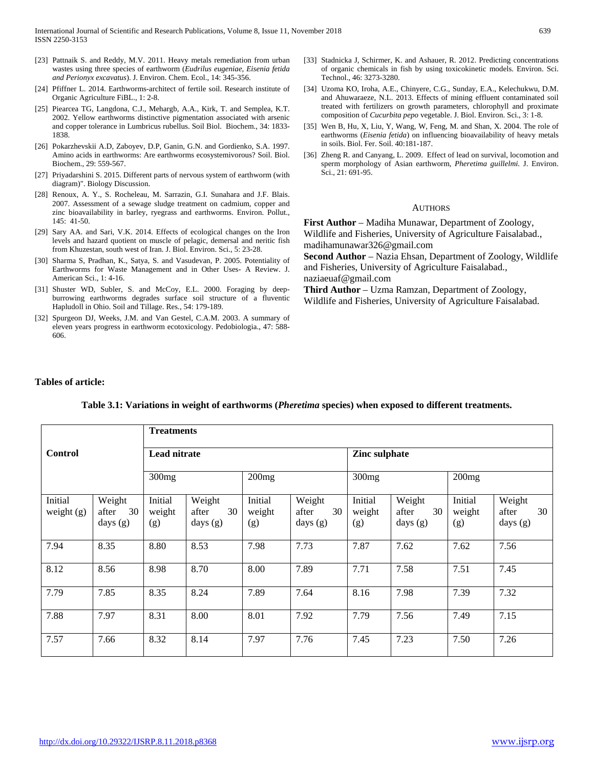[23] Pattnaik S. and Reddy, M.V. 2011. Heavy metals remediation from urban wastes using three species of earthworm (*Eudrilus eugeniae, Eisenia fetida and Perionyx excavatus*). J. Environ. Chem. Ecol., 14: 345-356.

[24] Pfiffner L. 2014. Earthworms-architect of fertile soil. Research institute of Organic Agriculture FiBL., 1: 2-8.

[25] Piearcea TG, Langdona, C.J., Mehargb, A.A., Kirk, T. and Semplea, K.T. 2002. Yellow earthworms distinctive pigmentation associated with arsenic and copper tolerance in Lumbricus rubellus. Soil Biol. Biochem., 34: 1833-1838.

[26] Pokarzhevskii A.D, Zaboyev, D.P, Ganin, G.N. and Gordienko, S.A. 1997. Amino acids in earthworms: Are earthworms ecosystemivorous? Soil. Biol. Biochem., 29: 559-567.

[27] Priyadarshini S. 2015. Different parts of nervous system of earthworm (with diagram)". Biology Discussion.

[28] Renoux, A. Y., S. Rocheleau, M. Sarrazin, G.I. Sunahara and J.F. Blais. 2007. Assessment of a sewage sludge treatment on cadmium, copper and zinc bioavailability in barley, ryegrass and earthworms. Environ. Pollut., 145: 41-50.

[29] Sary AA. and Sari, V.K. 2014. Effects of ecological changes on the Iron levels and hazard quotient on muscle of pelagic, demersal and neritic fish from Khuzestan, south west of Iran. J. Biol. Environ. Sci., 5: 23-28.

[30] Sharma S, Pradhan, K., Satya, S. and Vasudevan, P. 2005. Potentiality of Earthworms for Waste Management and in Other Uses- A Review. J. American Sci., 1: 4-16.

[31] Shuster WD, Subler, S. and McCoy, E.L. 2000. Foraging by deep-burrowing earthworms degrades surface soil structure of a fluventic Hapludoll in Ohio. Soil and Tillage. Res., 54: 179-189.

[32] Spurgeon DJ, Weeks, J.M. and Van Gestel, C.A.M. 2003. A summary of eleven years progress in earthworm ecotoxicology. Pedobiologia., 47: 588-606.

[33] Stadnicka J, Schirmer, K. and Ashauer, R. 2012. Predicting concentrations of organic chemicals in fish by using toxicokinetic models. Environ. Sci. Technol., 46: 3273-3280.

[34] Uzoma KO, Iroha, A.E., Chinyere, C.G., Sunday, E.A., Kelechukwu, D.M. and Ahuwaraeze, N.L. 2013. Effects of mining effluent contaminated soil treated with fertilizers on growth parameters, chlorophyll and proximate composition of *Cucurbita pepo* vegetable. J. Biol. Environ. Sci., 3: 1-8.

[35] Wen B, Hu, X, Liu, Y, Wang, W, Feng, M. and Shan, X. 2004. The role of earthworms (*Eisenia fetida*) on influencing bioavailability of heavy metals in soils. Biol. Fer. Soil. 40:181-187.

[36] Zheng R. and Canyang, L. 2009. Effect of lead on survival, locomotion and sperm morphology of Asian earthworm, *Pheretima guillelmi.* J. Environ. Sci., 21: 691-95.

## AUTHORS

**First Author** – Madiha Munawar, Department of Zoology, Wildlife and Fisheries, University of Agriculture Faisalabad., madihamunawar326@gmail.com

**Second Author** – Nazia Ehsan, Department of Zoology, Wildlife and Fisheries, University of Agriculture Faisalabad., naziaeuaf@gmail.com

**Third Author** – Uzma Ramzan, Department of Zoology, Wildlife and Fisheries, University of Agriculture Faisalabad.

**Tables of article:**

**Table 3.1: Variations in weight of earthworms (*Pheretima* species) when exposed to different treatments.**

| **Control** | | **Treatments** | | | | | | | |
|---|---|---|---|---|---|---|---|---|---|
| | | **Lead nitrate** | | | | **Zinc sulphate** | | | |
| | | 300mg | | 200mg | | 300mg | | 200mg | |
| Initial weight (g) | Weight after 30 days (g) | Initial weight (g) | Weight after 30 days (g) | Initial weight (g) | Weight after 30 days (g) | Initial weight (g) | Weight after 30 days (g) | Initial weight (g) | Weight after 30 days (g) |
| 7.94 | 8.35 | 8.80 | 8.53 | 7.98 | 7.73 | 7.87 | 7.62 | 7.62 | 7.56 |
| 8.12 | 8.56 | 8.98 | 8.70 | 8.00 | 7.89 | 7.71 | 7.58 | 7.51 | 7.45 |
| 7.79 | 7.85 | 8.35 | 8.24 | 7.89 | 7.64 | 8.16 | 7.98 | 7.39 | 7.32 |
| 7.88 | 7.97 | 8.31 | 8.00 | 8.01 | 7.92 | 7.79 | 7.56 | 7.49 | 7.15 |
| 7.57 | 7.66 | 8.32 | 8.14 | 7.97 | 7.76 | 7.45 | 7.23 | 7.50 | 7.26 |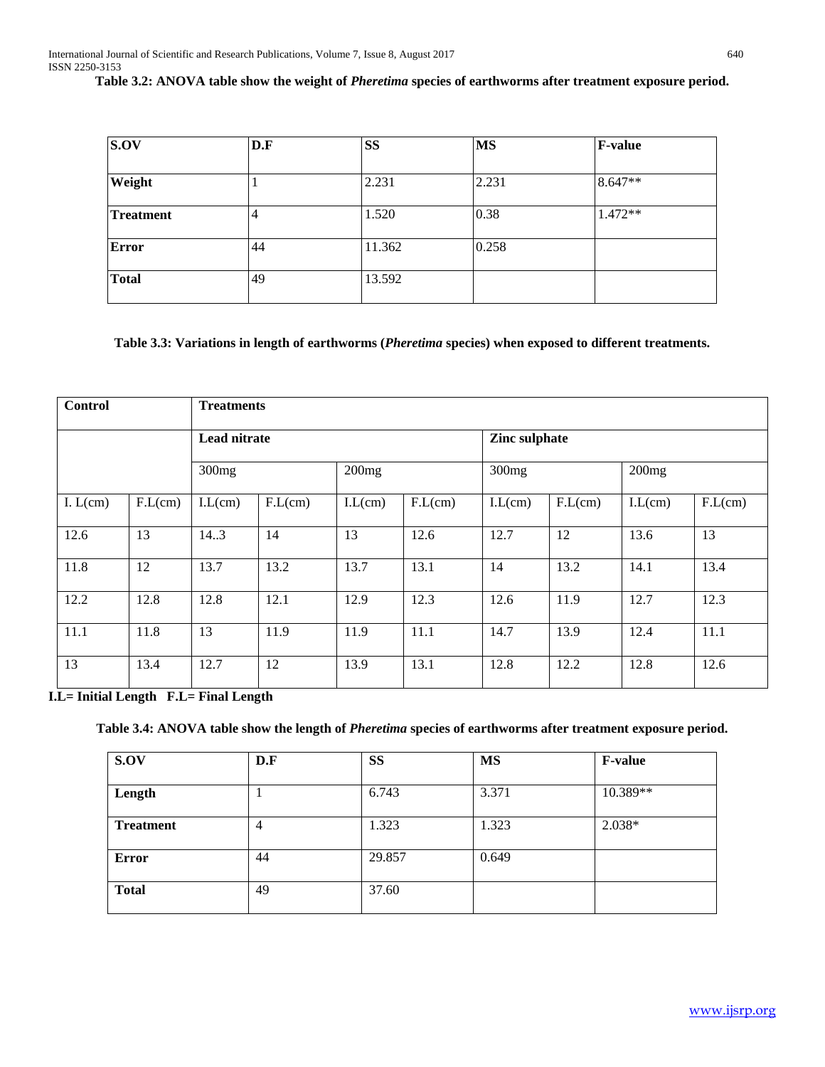**Table 3.2: ANOVA table show the weight of *Pheretima* species of earthworms after treatment exposure period.**

| S.OV | D.F | SS | MS | F-value |
|---|---|---|---|---|
| Weight | 1 | 2.231 | 2.231 | 8.647** |
| Treatment | 4 | 1.520 | 0.38 | 1.472** |
| Error | 44 | 11.362 | 0.258 | |
| Total | 49 | 13.592 | | |

**Table 3.3: Variations in length of earthworms (*Pheretima* species) when exposed to different treatments.**

| Control | | Treatments | | | | | | | |
|---|---|---|---|---|---|---|---|---|---|
| | | Lead nitrate | | | | Zinc sulphate | | | |
| | | 300mg | | 200mg | | 300mg | | 200mg | |
| I. L(cm) | F.L(cm) | I.L(cm) | F.L(cm) | I.L(cm) | F.L(cm) | I.L(cm) | F.L(cm) | I.L(cm) | F.L(cm) |
| 12.6 | 13 | 14..3 | 14 | 13 | 12.6 | 12.7 | 12 | 13.6 | 13 |
| 11.8 | 12 | 13.7 | 13.2 | 13.7 | 13.1 | 14 | 13.2 | 14.1 | 13.4 |
| 12.2 | 12.8 | 12.8 | 12.1 | 12.9 | 12.3 | 12.6 | 11.9 | 12.7 | 12.3 |
| 11.1 | 11.8 | 13 | 11.9 | 11.9 | 11.1 | 14.7 | 13.9 | 12.4 | 11.1 |
| 13 | 13.4 | 12.7 | 12 | 13.9 | 13.1 | 12.8 | 12.2 | 12.8 | 12.6 |

**I.L= Initial Length F.L= Final Length**

**Table 3.4: ANOVA table show the length of *Pheretima* species of earthworms after treatment exposure period.**

| S.OV | D.F | SS | MS | F-value |
|---|---|---|---|---|
| Length | 1 | 6.743 | 3.371 | 10.389** |
| Treatment | 4 | 1.323 | 1.323 | 2.038* |
| Error | 44 | 29.857 | 0.649 | |
| Total | 49 | 37.60 | | |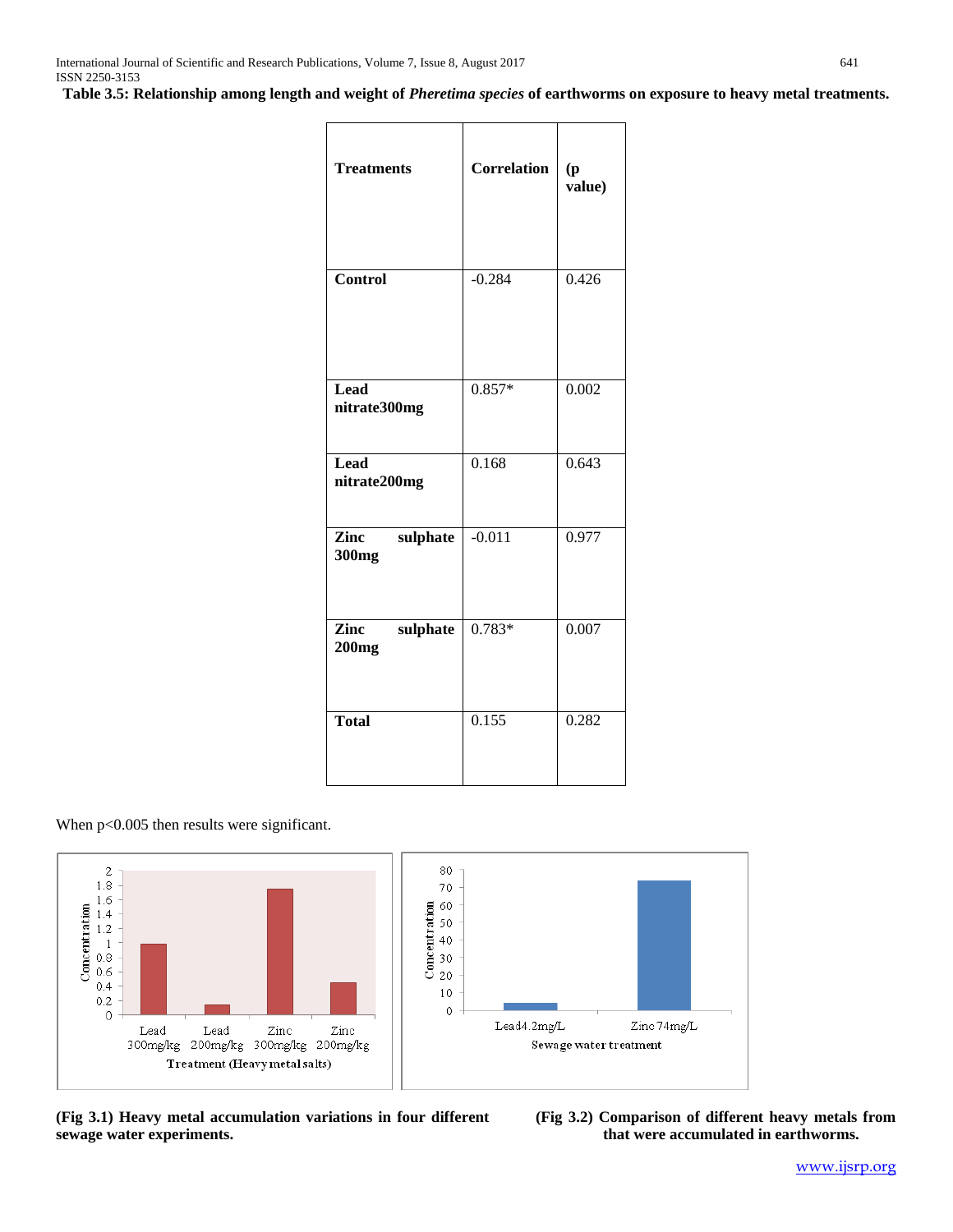**Table 3.5: Relationship among length and weight of *Pheretima species* of earthworms on exposure to heavy metal treatments.**

| Treatments | Correlation | (p value) |
|---|---|---|
| Control | -0.284 | 0.426 |
| Lead nitrate300mg | 0.857* | 0.002 |
| Lead nitrate200mg | 0.168 | 0.643 |
| Zinc sulphate 300mg | -0.011 | 0.977 |
| Zinc sulphate 200mg | 0.783* | 0.007 |
| Total | 0.155 | 0.282 |

When p<0.005 then results were significant.

Concentration

2
1.8
1.6
1.4
1.2
1
0.8
0.6
0.4
0.2
0

Lead 300mg/kg
Lead 200mg/kg
Zinc 300mg/kg
Zinc 200mg/kg

Treatment (Heavy metal salts)

**(Fig 3.1) Heavy metal accumulation variations in four different sewage water experiments.**

Concentration

80
70
60
50
40
30
20
10
0

Lead4.2mg/L
Zinc 74mg/L

Sewage water treatment

**(Fig 3.2) Comparison of different heavy metals from that were accumulated in earthworms.**